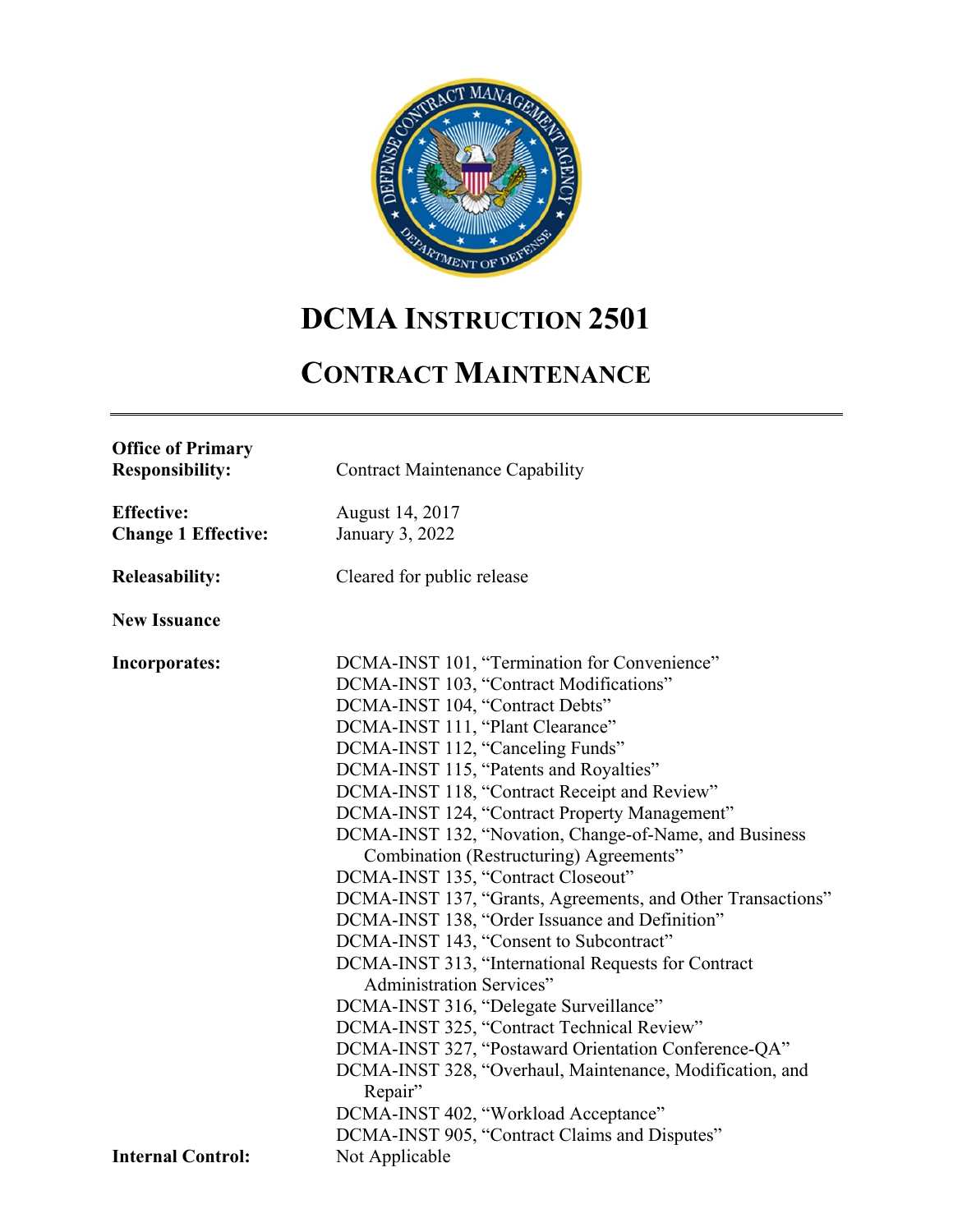# DCMA INSTRUCTION 2501

# CONTRACT MAINTENANCE

---

**Office of Primary Responsibility:** Contract Maintenance Capability

**Effective:** August 14, 2017
**Change 1 Effective:** January 3, 2022

**Releasability:** Cleared for public release

**New Issuance**

**Incorporates:**
DCMA-INST 101, "Termination for Convenience"
DCMA-INST 103, "Contract Modifications"
DCMA-INST 104, "Contract Debts"
DCMA-INST 111, "Plant Clearance"
DCMA-INST 112, "Canceling Funds"
DCMA-INST 115, "Patents and Royalties"
DCMA-INST 118, "Contract Receipt and Review"
DCMA-INST 124, "Contract Property Management"
DCMA-INST 132, "Novation, Change-of-Name, and Business Combination (Restructuring) Agreements"
DCMA-INST 135, "Contract Closeout"
DCMA-INST 137, "Grants, Agreements, and Other Transactions"
DCMA-INST 138, "Order Issuance and Definition"
DCMA-INST 143, "Consent to Subcontract"
DCMA-INST 313, "International Requests for Contract Administration Services"
DCMA-INST 316, "Delegate Surveillance"
DCMA-INST 325, "Contract Technical Review"
DCMA-INST 327, "Postaward Orientation Conference-QA"
DCMA-INST 328, "Overhaul, Maintenance, Modification, and Repair"
DCMA-INST 402, "Workload Acceptance"
DCMA-INST 905, "Contract Claims and Disputes"

**Internal Control:** Not Applicable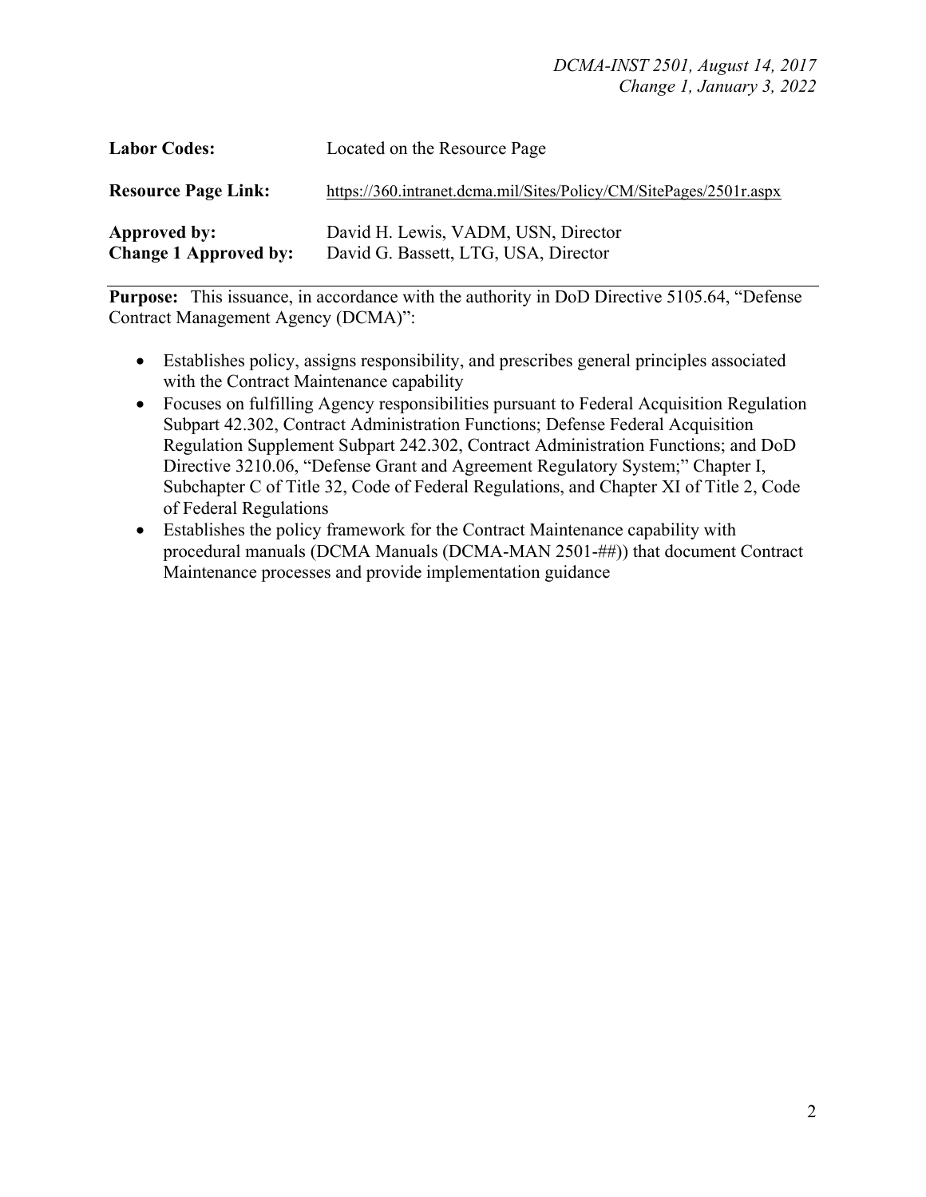| | |
|---|---|
| **Labor Codes:** | Located on the Resource Page |
| **Resource Page Link:** | https://360.intranet.dcma.mil/Sites/Policy/CM/SitePages/2501r.aspx |
| **Approved by:** | David H. Lewis, VADM, USN, Director |
| **Change 1 Approved by:** | David G. Bassett, LTG, USA, Director |

---

**Purpose:** This issuance, in accordance with the authority in DoD Directive 5105.64, "Defense Contract Management Agency (DCMA)":

- Establishes policy, assigns responsibility, and prescribes general principles associated with the Contract Maintenance capability
- Focuses on fulfilling Agency responsibilities pursuant to Federal Acquisition Regulation Subpart 42.302, Contract Administration Functions; Defense Federal Acquisition Regulation Supplement Subpart 242.302, Contract Administration Functions; and DoD Directive 3210.06, "Defense Grant and Agreement Regulatory System;" Chapter I, Subchapter C of Title 32, Code of Federal Regulations, and Chapter XI of Title 2, Code of Federal Regulations
- Establishes the policy framework for the Contract Maintenance capability with procedural manuals (DCMA Manuals (DCMA-MAN 2501-##)) that document Contract Maintenance processes and provide implementation guidance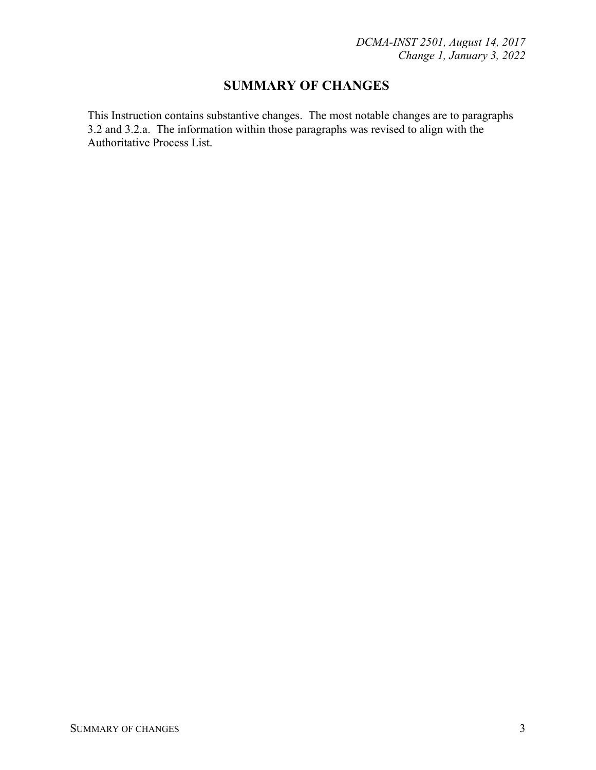# SUMMARY OF CHANGES

This Instruction contains substantive changes. The most notable changes are to paragraphs 3.2 and 3.2.a. The information within those paragraphs was revised to align with the Authoritative Process List.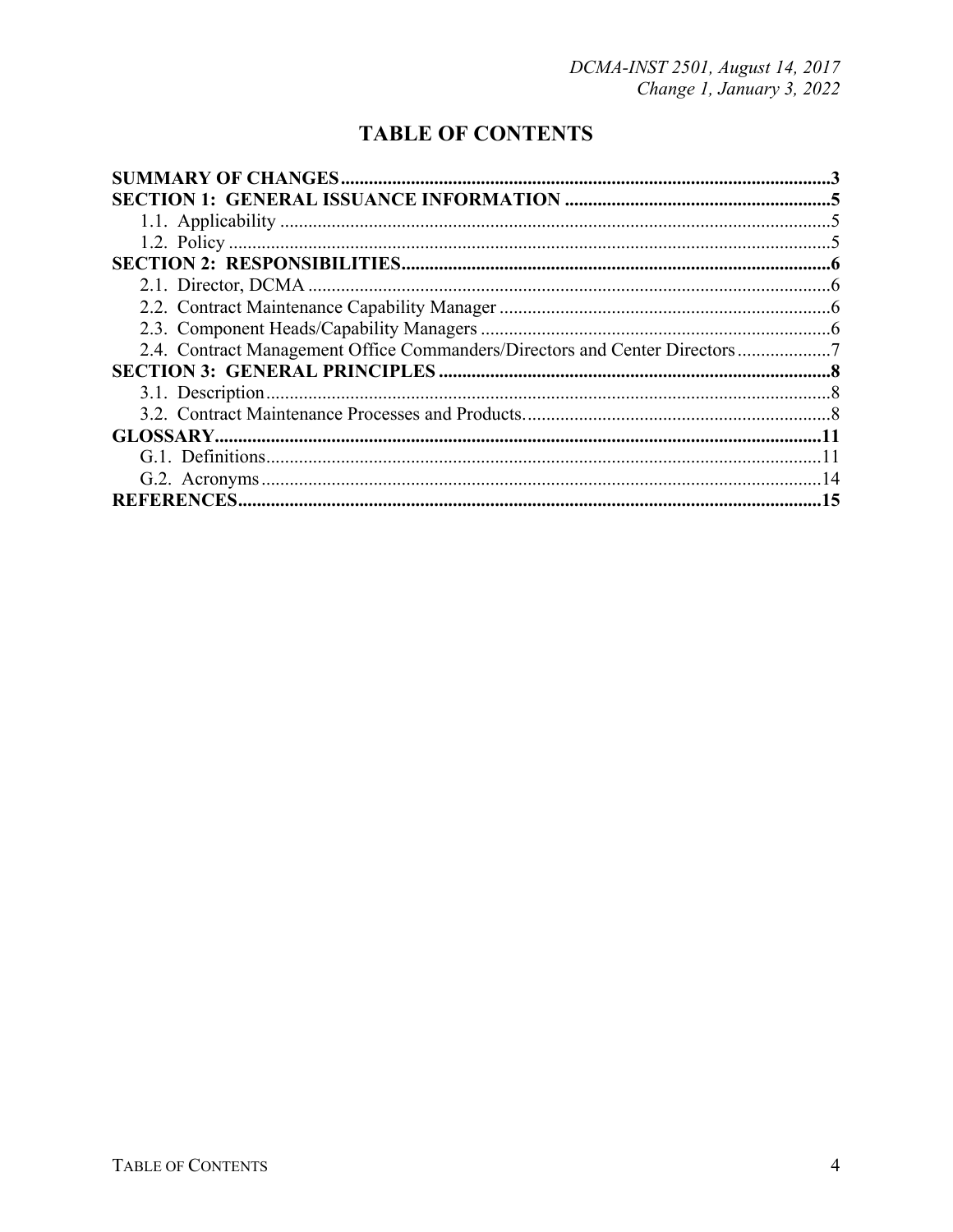# TABLE OF CONTENTS

**SUMMARY OF CHANGES** .......... **3**
**SECTION 1: GENERAL ISSUANCE INFORMATION** .......... **5**
- 1.1. Applicability .......... 5
- 1.2. Policy .......... 5

**SECTION 2: RESPONSIBILITIES** .......... **6**
- 2.1. Director, DCMA .......... 6
- 2.2. Contract Maintenance Capability Manager .......... 6
- 2.3. Component Heads/Capability Managers .......... 6
- 2.4. Contract Management Office Commanders/Directors and Center Directors .......... 7

**SECTION 3: GENERAL PRINCIPLES** .......... **8**
- 3.1. Description .......... 8
- 3.2. Contract Maintenance Processes and Products. .......... 8

**GLOSSARY** .......... **11**
- G.1. Definitions .......... 11
- G.2. Acronyms .......... 14

**REFERENCES** .......... **15**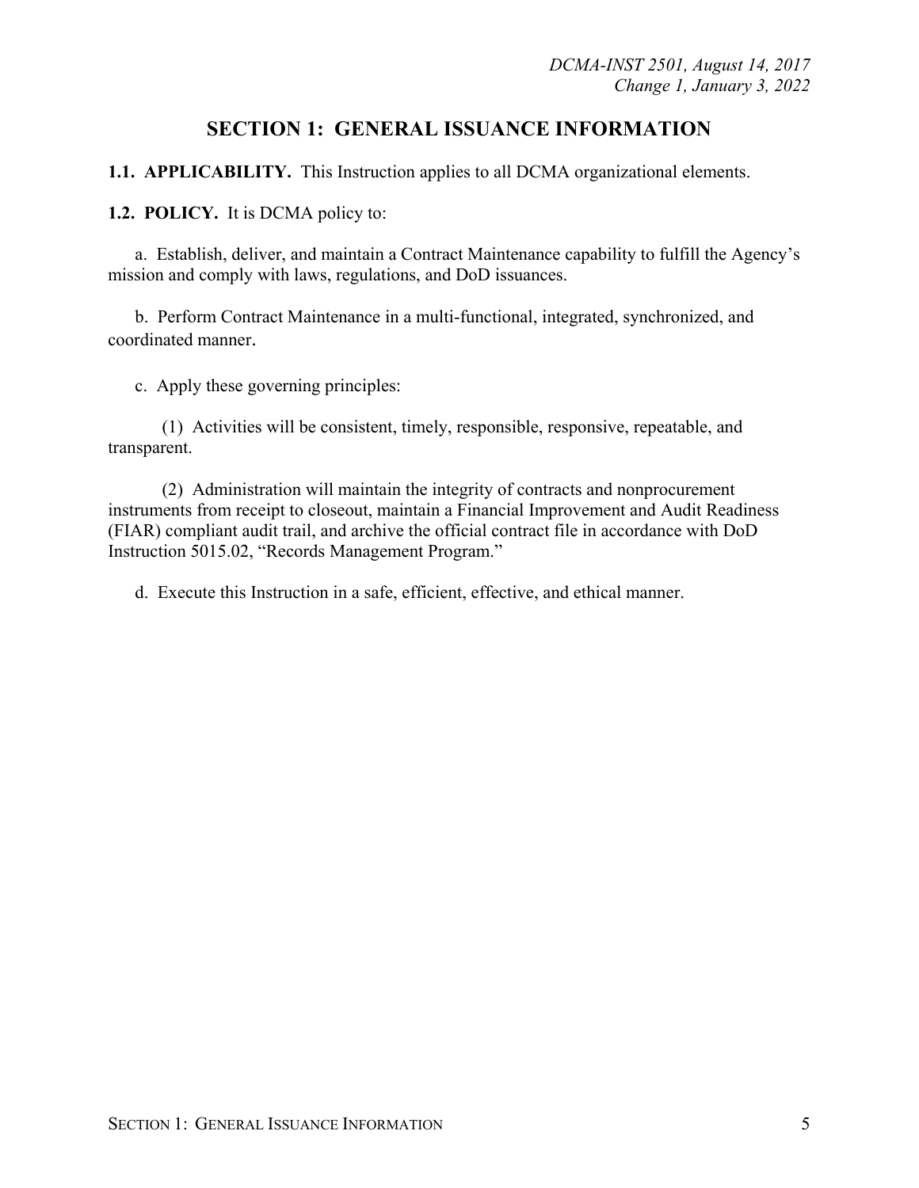# SECTION 1: GENERAL ISSUANCE INFORMATION

**1.1. APPLICABILITY.** This Instruction applies to all DCMA organizational elements.

**1.2. POLICY.** It is DCMA policy to:

a. Establish, deliver, and maintain a Contract Maintenance capability to fulfill the Agency's mission and comply with laws, regulations, and DoD issuances.

b. Perform Contract Maintenance in a multi-functional, integrated, synchronized, and coordinated manner.

c. Apply these governing principles:

(1) Activities will be consistent, timely, responsible, responsive, repeatable, and transparent.

(2) Administration will maintain the integrity of contracts and nonprocurement instruments from receipt to closeout, maintain a Financial Improvement and Audit Readiness (FIAR) compliant audit trail, and archive the official contract file in accordance with DoD Instruction 5015.02, "Records Management Program."

d. Execute this Instruction in a safe, efficient, effective, and ethical manner.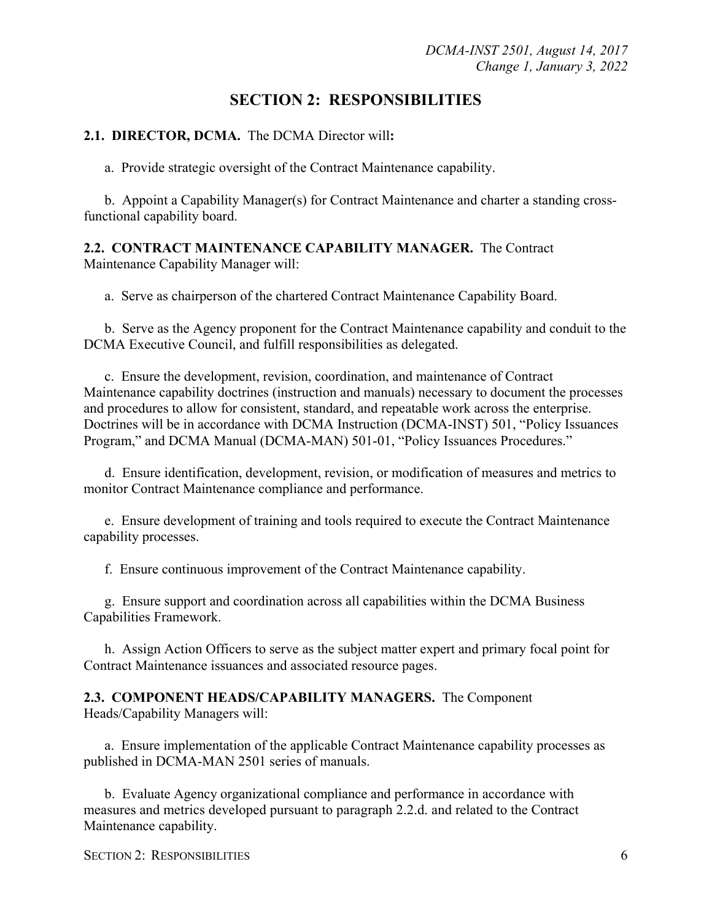# SECTION 2: RESPONSIBILITIES

**2.1. DIRECTOR, DCMA.** The DCMA Director will**:**

a. Provide strategic oversight of the Contract Maintenance capability.

b. Appoint a Capability Manager(s) for Contract Maintenance and charter a standing cross-functional capability board.

**2.2. CONTRACT MAINTENANCE CAPABILITY MANAGER.** The Contract Maintenance Capability Manager will:

a. Serve as chairperson of the chartered Contract Maintenance Capability Board.

b. Serve as the Agency proponent for the Contract Maintenance capability and conduit to the DCMA Executive Council, and fulfill responsibilities as delegated.

c. Ensure the development, revision, coordination, and maintenance of Contract Maintenance capability doctrines (instruction and manuals) necessary to document the processes and procedures to allow for consistent, standard, and repeatable work across the enterprise. Doctrines will be in accordance with DCMA Instruction (DCMA-INST) 501, "Policy Issuances Program," and DCMA Manual (DCMA-MAN) 501-01, "Policy Issuances Procedures."

d. Ensure identification, development, revision, or modification of measures and metrics to monitor Contract Maintenance compliance and performance.

e. Ensure development of training and tools required to execute the Contract Maintenance capability processes.

f. Ensure continuous improvement of the Contract Maintenance capability.

g. Ensure support and coordination across all capabilities within the DCMA Business Capabilities Framework.

h. Assign Action Officers to serve as the subject matter expert and primary focal point for Contract Maintenance issuances and associated resource pages.

**2.3. COMPONENT HEADS/CAPABILITY MANAGERS.** The Component Heads/Capability Managers will:

a. Ensure implementation of the applicable Contract Maintenance capability processes as published in DCMA-MAN 2501 series of manuals.

b. Evaluate Agency organizational compliance and performance in accordance with measures and metrics developed pursuant to paragraph 2.2.d. and related to the Contract Maintenance capability.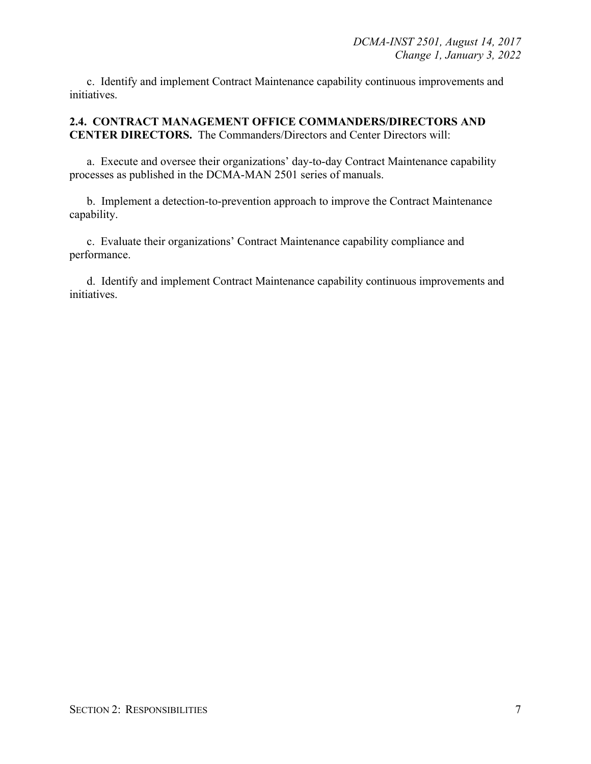c. Identify and implement Contract Maintenance capability continuous improvements and initiatives.

**2.4. CONTRACT MANAGEMENT OFFICE COMMANDERS/DIRECTORS AND CENTER DIRECTORS.** The Commanders/Directors and Center Directors will:

a. Execute and oversee their organizations' day-to-day Contract Maintenance capability processes as published in the DCMA-MAN 2501 series of manuals.

b. Implement a detection-to-prevention approach to improve the Contract Maintenance capability.

c. Evaluate their organizations' Contract Maintenance capability compliance and performance.

d. Identify and implement Contract Maintenance capability continuous improvements and initiatives.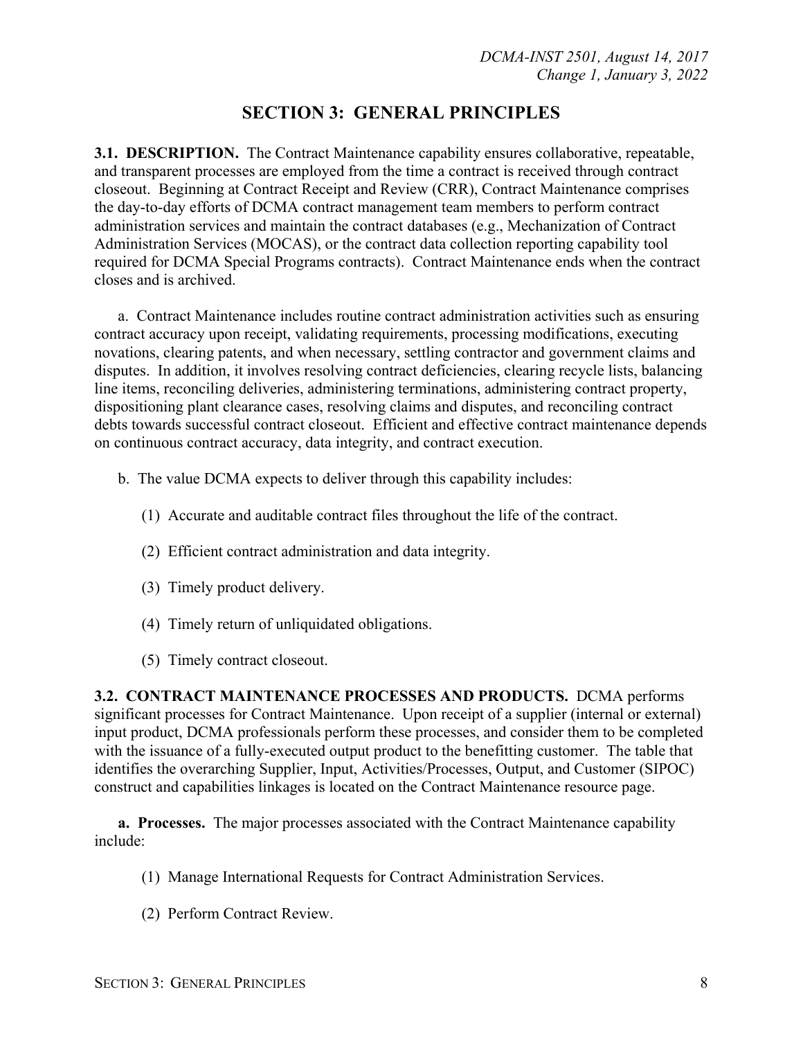# SECTION 3: GENERAL PRINCIPLES

**3.1. DESCRIPTION.** The Contract Maintenance capability ensures collaborative, repeatable, and transparent processes are employed from the time a contract is received through contract closeout. Beginning at Contract Receipt and Review (CRR), Contract Maintenance comprises the day-to-day efforts of DCMA contract management team members to perform contract administration services and maintain the contract databases (e.g., Mechanization of Contract Administration Services (MOCAS), or the contract data collection reporting capability tool required for DCMA Special Programs contracts). Contract Maintenance ends when the contract closes and is archived.

a. Contract Maintenance includes routine contract administration activities such as ensuring contract accuracy upon receipt, validating requirements, processing modifications, executing novations, clearing patents, and when necessary, settling contractor and government claims and disputes. In addition, it involves resolving contract deficiencies, clearing recycle lists, balancing line items, reconciling deliveries, administering terminations, administering contract property, dispositioning plant clearance cases, resolving claims and disputes, and reconciling contract debts towards successful contract closeout. Efficient and effective contract maintenance depends on continuous contract accuracy, data integrity, and contract execution.

b. The value DCMA expects to deliver through this capability includes:

(1) Accurate and auditable contract files throughout the life of the contract.

(2) Efficient contract administration and data integrity.

(3) Timely product delivery.

(4) Timely return of unliquidated obligations.

(5) Timely contract closeout.

**3.2. CONTRACT MAINTENANCE PROCESSES AND PRODUCTS.** DCMA performs significant processes for Contract Maintenance. Upon receipt of a supplier (internal or external) input product, DCMA professionals perform these processes, and consider them to be completed with the issuance of a fully-executed output product to the benefitting customer. The table that identifies the overarching Supplier, Input, Activities/Processes, Output, and Customer (SIPOC) construct and capabilities linkages is located on the Contract Maintenance resource page.

**a. Processes.** The major processes associated with the Contract Maintenance capability include:

(1) Manage International Requests for Contract Administration Services.

(2) Perform Contract Review.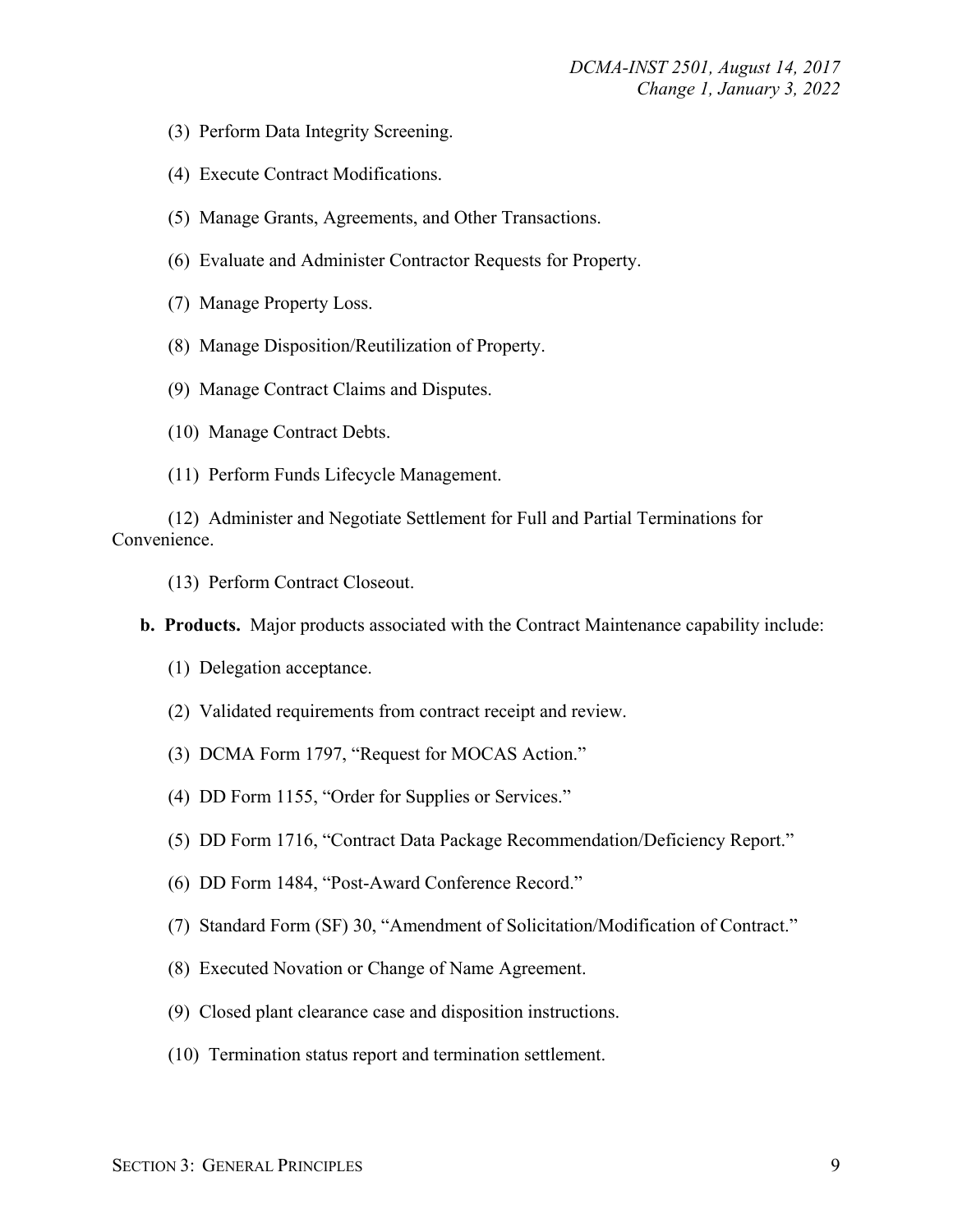(3) Perform Data Integrity Screening.

(4) Execute Contract Modifications.

(5) Manage Grants, Agreements, and Other Transactions.

(6) Evaluate and Administer Contractor Requests for Property.

(7) Manage Property Loss.

(8) Manage Disposition/Reutilization of Property.

(9) Manage Contract Claims and Disputes.

(10) Manage Contract Debts.

(11) Perform Funds Lifecycle Management.

(12) Administer and Negotiate Settlement for Full and Partial Terminations for Convenience.

(13) Perform Contract Closeout.

**b. Products.** Major products associated with the Contract Maintenance capability include:

(1) Delegation acceptance.

(2) Validated requirements from contract receipt and review.

(3) DCMA Form 1797, "Request for MOCAS Action."

(4) DD Form 1155, "Order for Supplies or Services."

(5) DD Form 1716, "Contract Data Package Recommendation/Deficiency Report."

(6) DD Form 1484, "Post-Award Conference Record."

(7) Standard Form (SF) 30, "Amendment of Solicitation/Modification of Contract."

(8) Executed Novation or Change of Name Agreement.

(9) Closed plant clearance case and disposition instructions.

(10) Termination status report and termination settlement.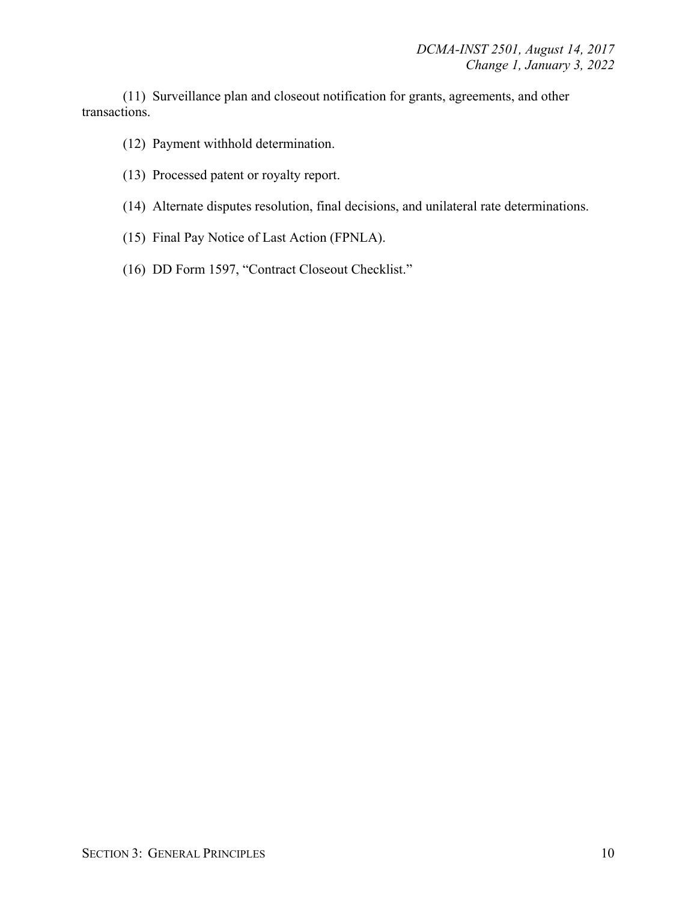(11) Surveillance plan and closeout notification for grants, agreements, and other transactions.

(12) Payment withhold determination.

(13) Processed patent or royalty report.

(14) Alternate disputes resolution, final decisions, and unilateral rate determinations.

(15) Final Pay Notice of Last Action (FPNLA).

(16) DD Form 1597, "Contract Closeout Checklist."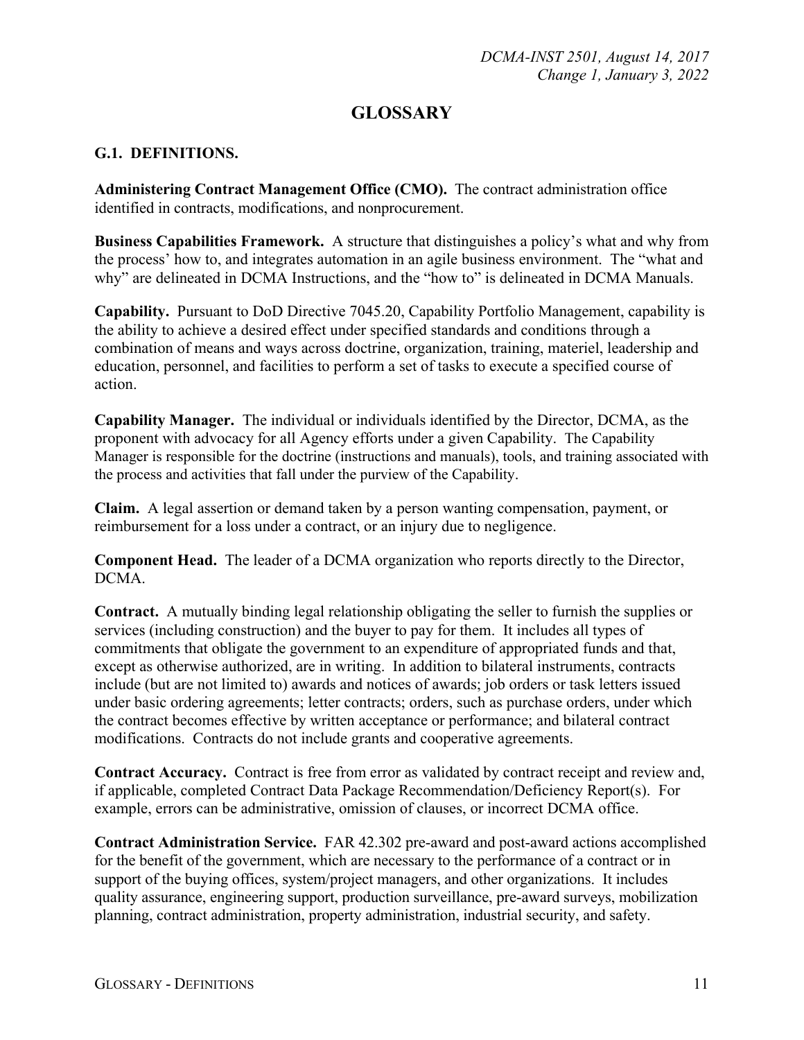# GLOSSARY

## G.1. DEFINITIONS.

**Administering Contract Management Office (CMO).** The contract administration office identified in contracts, modifications, and nonprocurement.

**Business Capabilities Framework.** A structure that distinguishes a policy's what and why from the process' how to, and integrates automation in an agile business environment. The "what and why" are delineated in DCMA Instructions, and the "how to" is delineated in DCMA Manuals.

**Capability.** Pursuant to DoD Directive 7045.20, Capability Portfolio Management, capability is the ability to achieve a desired effect under specified standards and conditions through a combination of means and ways across doctrine, organization, training, materiel, leadership and education, personnel, and facilities to perform a set of tasks to execute a specified course of action.

**Capability Manager.** The individual or individuals identified by the Director, DCMA, as the proponent with advocacy for all Agency efforts under a given Capability. The Capability Manager is responsible for the doctrine (instructions and manuals), tools, and training associated with the process and activities that fall under the purview of the Capability.

**Claim.** A legal assertion or demand taken by a person wanting compensation, payment, or reimbursement for a loss under a contract, or an injury due to negligence.

**Component Head.** The leader of a DCMA organization who reports directly to the Director, DCMA.

**Contract.** A mutually binding legal relationship obligating the seller to furnish the supplies or services (including construction) and the buyer to pay for them. It includes all types of commitments that obligate the government to an expenditure of appropriated funds and that, except as otherwise authorized, are in writing. In addition to bilateral instruments, contracts include (but are not limited to) awards and notices of awards; job orders or task letters issued under basic ordering agreements; letter contracts; orders, such as purchase orders, under which the contract becomes effective by written acceptance or performance; and bilateral contract modifications. Contracts do not include grants and cooperative agreements.

**Contract Accuracy.** Contract is free from error as validated by contract receipt and review and, if applicable, completed Contract Data Package Recommendation/Deficiency Report(s). For example, errors can be administrative, omission of clauses, or incorrect DCMA office.

**Contract Administration Service.** FAR 42.302 pre-award and post-award actions accomplished for the benefit of the government, which are necessary to the performance of a contract or in support of the buying offices, system/project managers, and other organizations. It includes quality assurance, engineering support, production surveillance, pre-award surveys, mobilization planning, contract administration, property administration, industrial security, and safety.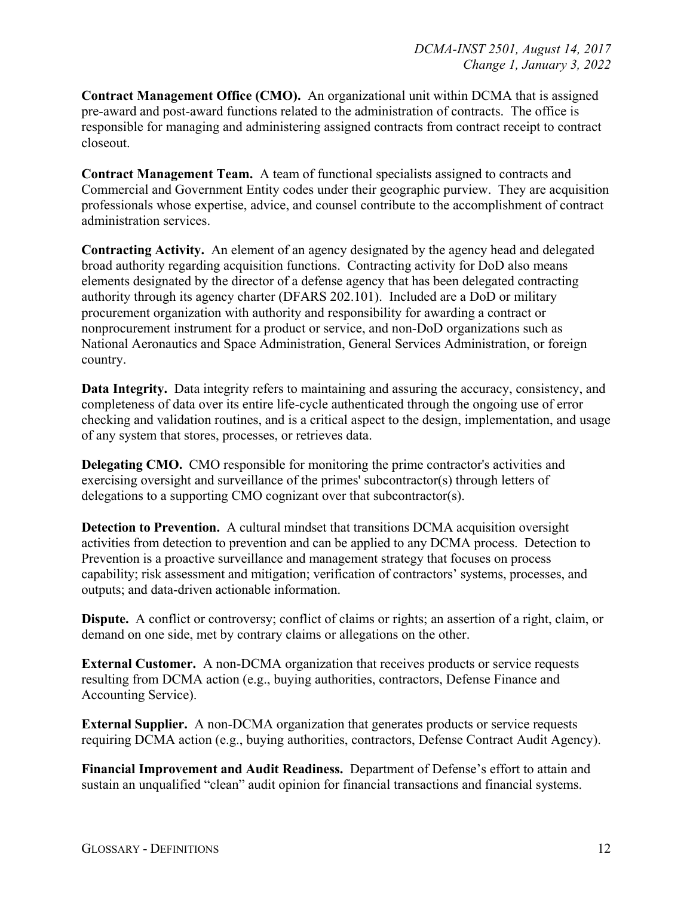**Contract Management Office (CMO).** An organizational unit within DCMA that is assigned pre-award and post-award functions related to the administration of contracts. The office is responsible for managing and administering assigned contracts from contract receipt to contract closeout.

**Contract Management Team.** A team of functional specialists assigned to contracts and Commercial and Government Entity codes under their geographic purview. They are acquisition professionals whose expertise, advice, and counsel contribute to the accomplishment of contract administration services.

**Contracting Activity.** An element of an agency designated by the agency head and delegated broad authority regarding acquisition functions. Contracting activity for DoD also means elements designated by the director of a defense agency that has been delegated contracting authority through its agency charter (DFARS 202.101). Included are a DoD or military procurement organization with authority and responsibility for awarding a contract or nonprocurement instrument for a product or service, and non-DoD organizations such as National Aeronautics and Space Administration, General Services Administration, or foreign country.

**Data Integrity.** Data integrity refers to maintaining and assuring the accuracy, consistency, and completeness of data over its entire life-cycle authenticated through the ongoing use of error checking and validation routines, and is a critical aspect to the design, implementation, and usage of any system that stores, processes, or retrieves data.

**Delegating CMO.** CMO responsible for monitoring the prime contractor's activities and exercising oversight and surveillance of the primes' subcontractor(s) through letters of delegations to a supporting CMO cognizant over that subcontractor(s).

**Detection to Prevention.** A cultural mindset that transitions DCMA acquisition oversight activities from detection to prevention and can be applied to any DCMA process. Detection to Prevention is a proactive surveillance and management strategy that focuses on process capability; risk assessment and mitigation; verification of contractors' systems, processes, and outputs; and data-driven actionable information.

**Dispute.** A conflict or controversy; conflict of claims or rights; an assertion of a right, claim, or demand on one side, met by contrary claims or allegations on the other.

**External Customer.** A non-DCMA organization that receives products or service requests resulting from DCMA action (e.g., buying authorities, contractors, Defense Finance and Accounting Service).

**External Supplier.** A non-DCMA organization that generates products or service requests requiring DCMA action (e.g., buying authorities, contractors, Defense Contract Audit Agency).

**Financial Improvement and Audit Readiness.** Department of Defense's effort to attain and sustain an unqualified "clean" audit opinion for financial transactions and financial systems.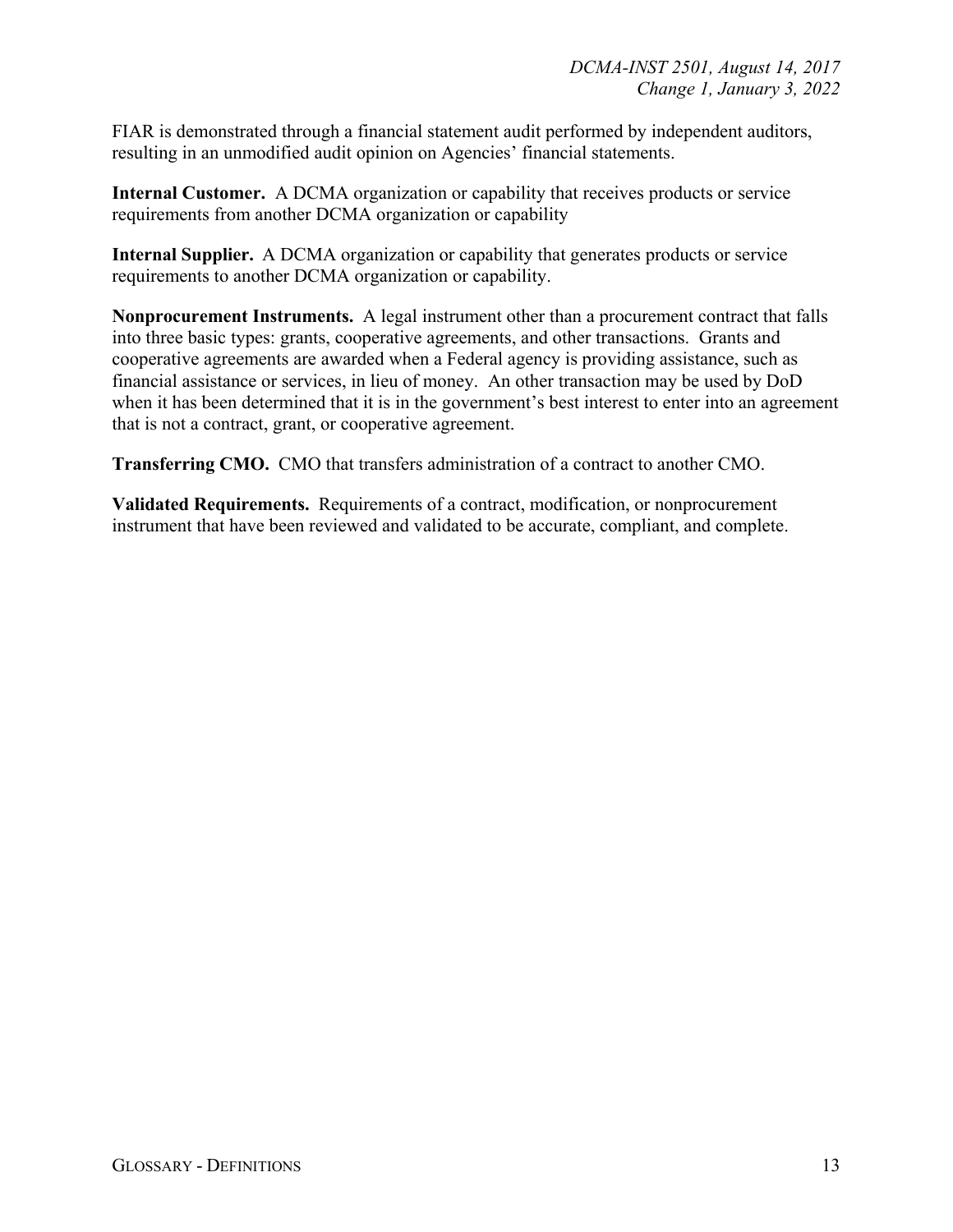FIAR is demonstrated through a financial statement audit performed by independent auditors, resulting in an unmodified audit opinion on Agencies' financial statements.

**Internal Customer.** A DCMA organization or capability that receives products or service requirements from another DCMA organization or capability

**Internal Supplier.** A DCMA organization or capability that generates products or service requirements to another DCMA organization or capability.

**Nonprocurement Instruments.** A legal instrument other than a procurement contract that falls into three basic types: grants, cooperative agreements, and other transactions. Grants and cooperative agreements are awarded when a Federal agency is providing assistance, such as financial assistance or services, in lieu of money. An other transaction may be used by DoD when it has been determined that it is in the government's best interest to enter into an agreement that is not a contract, grant, or cooperative agreement.

**Transferring CMO.** CMO that transfers administration of a contract to another CMO.

**Validated Requirements.** Requirements of a contract, modification, or nonprocurement instrument that have been reviewed and validated to be accurate, compliant, and complete.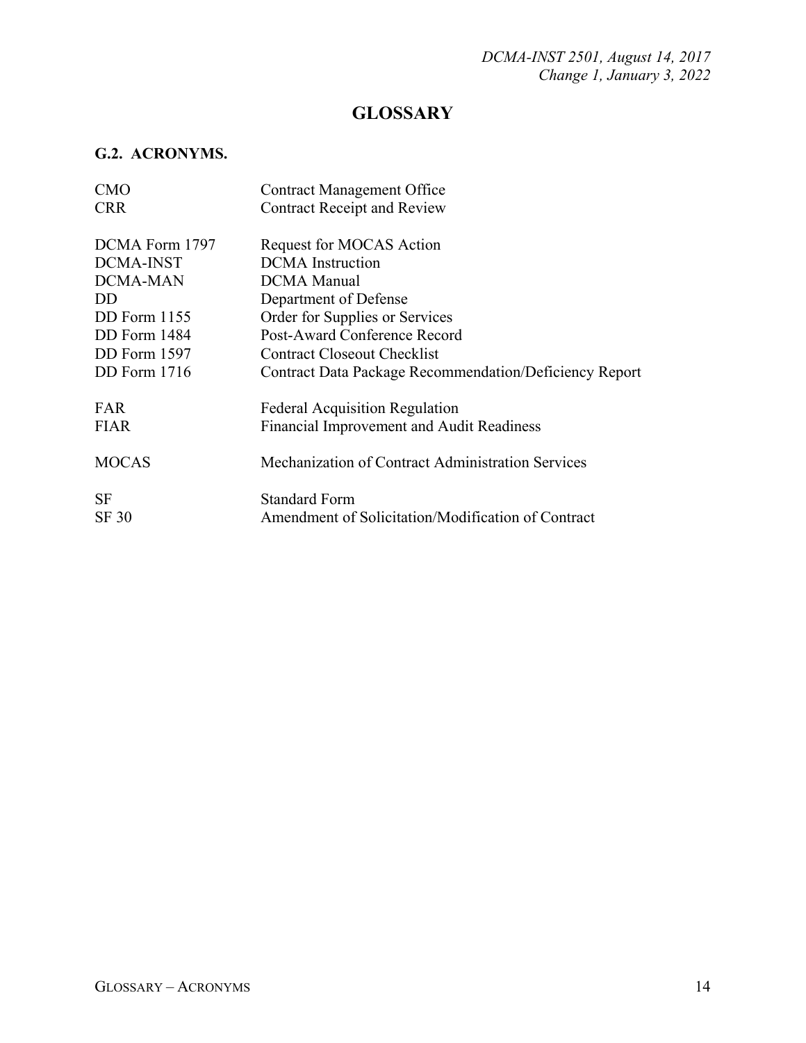# GLOSSARY

## G.2. ACRONYMS.

| | |
|---|---|
| CMO | Contract Management Office |
| CRR | Contract Receipt and Review |
| DCMA Form 1797 | Request for MOCAS Action |
| DCMA-INST | DCMA Instruction |
| DCMA-MAN | DCMA Manual |
| DD | Department of Defense |
| DD Form 1155 | Order for Supplies or Services |
| DD Form 1484 | Post-Award Conference Record |
| DD Form 1597 | Contract Closeout Checklist |
| DD Form 1716 | Contract Data Package Recommendation/Deficiency Report |
| FAR | Federal Acquisition Regulation |
| FIAR | Financial Improvement and Audit Readiness |
| MOCAS | Mechanization of Contract Administration Services |
| SF | Standard Form |
| SF 30 | Amendment of Solicitation/Modification of Contract |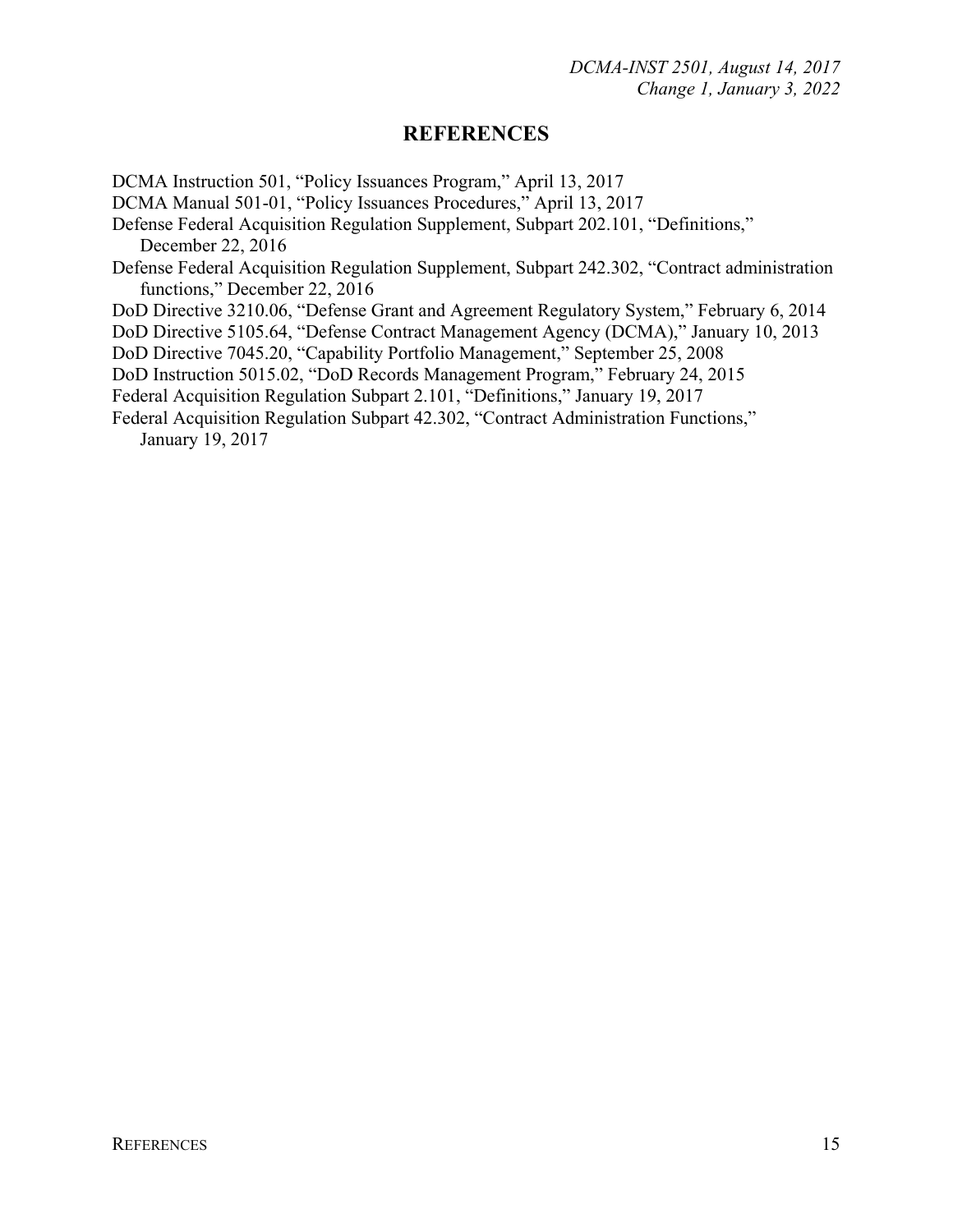# REFERENCES

DCMA Instruction 501, "Policy Issuances Program," April 13, 2017

DCMA Manual 501-01, "Policy Issuances Procedures," April 13, 2017

Defense Federal Acquisition Regulation Supplement, Subpart 202.101, "Definitions," December 22, 2016

Defense Federal Acquisition Regulation Supplement, Subpart 242.302, "Contract administration functions," December 22, 2016

DoD Directive 3210.06, "Defense Grant and Agreement Regulatory System," February 6, 2014

DoD Directive 5105.64, "Defense Contract Management Agency (DCMA)," January 10, 2013

DoD Directive 7045.20, "Capability Portfolio Management," September 25, 2008

DoD Instruction 5015.02, "DoD Records Management Program," February 24, 2015

Federal Acquisition Regulation Subpart 2.101, "Definitions," January 19, 2017

Federal Acquisition Regulation Subpart 42.302, "Contract Administration Functions," January 19, 2017